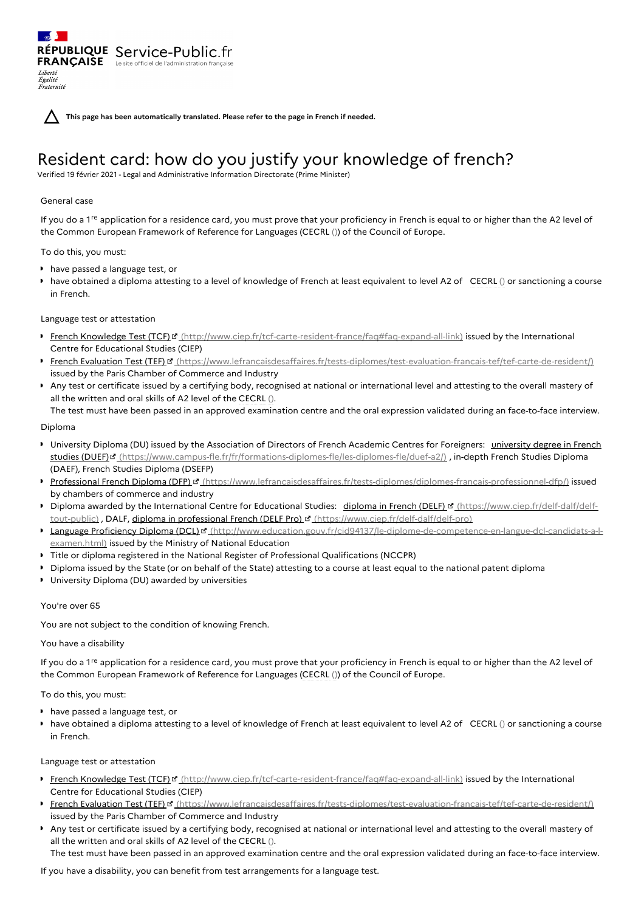**This page has been automatically translated. Please refer to the page in French if needed.**

# Resident card: how do you justify your knowledge of french?

Verified 19 février 2021 - Legal and Administrative Information Directorate (Prime Minister)

General case

If you do a 1re application for a residence card, you must prove that your proficiency in French is equal to or higher than the A2 level of the Common European Framework of Reference for Languages (CECRL ()) of the Council of Europe.

To do this, you must:

- have passed a language test, or
- have obtained a diploma attesting to a level of knowledge of French at least equivalent to level A2 of CECRL () or sanctioning a course in French.

Language test or attestation

- French Knowledge Test (TCF) (http://www.ciep.fr/tcf-carte-resident-france/faq#faq-expand-all-link) issued by the International Centre for Educational Studies (CIEP)
- French Evaluation Test (TEF) (https://www.lefrancaisdesaffaires.fr/tests-diplomes/test-evaluation-francais-tef/tef-carte-de-resident/) issued by the Paris Chamber of Commerce and Industry
- Any test or certificate issued by a certifying body, recognised at national or international level and attesting to the overall mastery of all the written and oral skills of A2 level of the CECRL ().
  The test must have been passed in an approved examination centre and the oral expression validated during an face-to-face interview.

Diploma

- University Diploma (DU) issued by the Association of Directors of French Academic Centres for Foreigners: university degree in French studies (DUEF) (https://www.campus-fle.fr/fr/formations-diplomes-fle/les-diplomes-fle/duef-a2/) , in-depth French Studies Diploma (DAEF), French Studies Diploma (DSEFP)
- Professional French Diploma (DFP) (https://www.lefrancaisdesaffaires.fr/tests-diplomes/diplomes-francais-professionnel-dfp/) issued by chambers of commerce and industry
- Diploma awarded by the International Centre for Educational Studies: diploma in French (DELF) (https://www.ciep.fr/delf-dalf/delf-tout-public) , DALF, diploma in professional French (DELF Pro) (https://www.ciep.fr/delf-dalf/delf-pro)
- Language Proficiency Diploma (DCL) (http://www.education.gouv.fr/cid94137/le-diplome-de-competence-en-langue-dcl-candidats-a-l-examen.html) issued by the Ministry of National Education
- Title or diploma registered in the National Register of Professional Qualifications (NCCPR)
- Diploma issued by the State (or on behalf of the State) attesting to a course at least equal to the national patent diploma
- University Diploma (DU) awarded by universities

You're over 65

You are not subject to the condition of knowing French.

You have a disability

If you do a 1re application for a residence card, you must prove that your proficiency in French is equal to or higher than the A2 level of the Common European Framework of Reference for Languages (CECRL ()) of the Council of Europe.

To do this, you must:

- have passed a language test, or
- have obtained a diploma attesting to a level of knowledge of French at least equivalent to level A2 of CECRL () or sanctioning a course in French.

Language test or attestation

- French Knowledge Test (TCF) (http://www.ciep.fr/tcf-carte-resident-france/faq#faq-expand-all-link) issued by the International Centre for Educational Studies (CIEP)
- French Evaluation Test (TEF) (https://www.lefrancaisdesaffaires.fr/tests-diplomes/test-evaluation-francais-tef/tef-carte-de-resident/) issued by the Paris Chamber of Commerce and Industry
- Any test or certificate issued by a certifying body, recognised at national or international level and attesting to the overall mastery of all the written and oral skills of A2 level of the CECRL ().
  The test must have been passed in an approved examination centre and the oral expression validated during an face-to-face interview.

If you have a disability, you can benefit from test arrangements for a language test.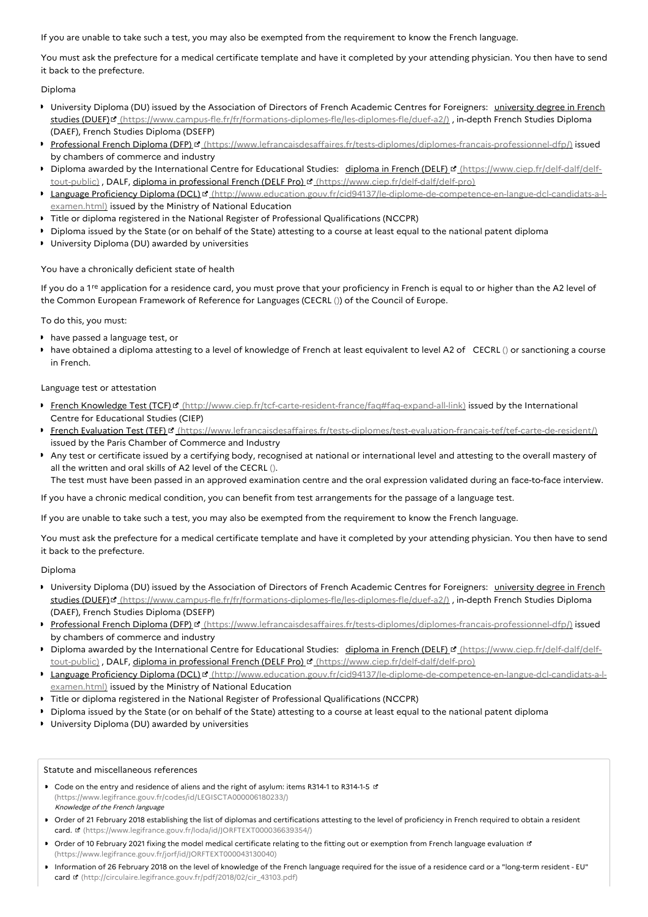If you are unable to take such a test, you may also be exempted from the requirement to know the French language.

You must ask the prefecture for a medical certificate template and have it completed by your attending physician. You then have to send it back to the prefecture.

Diploma

- University Diploma (DU) issued by the Association of Directors of French Academic Centres for Foreigners: university degree in French studies (DUEF) (https://www.campus-fle.fr/fr/formations-diplomes-fle/les-diplomes-fle/duef-a2/) , in-depth French Studies Diploma (DAEF), French Studies Diploma (DSEFP)
- Professional French Diploma (DFP) (https://www.lefrancaisdesaffaires.fr/tests-diplomes/diplomes-francais-professionnel-dfp/) issued by chambers of commerce and industry
- Diploma awarded by the International Centre for Educational Studies: diploma in French (DELF) (https://www.ciep.fr/delf-dalf/delf-tout-public) , DALF, diploma in professional French (DELF Pro) (https://www.ciep.fr/delf-dalf/delf-pro)
- Language Proficiency Diploma (DCL) (http://www.education.gouv.fr/cid94137/le-diplome-de-competence-en-langue-dcl-candidats-a-l-examen.html) issued by the Ministry of National Education
- Title or diploma registered in the National Register of Professional Qualifications (NCCPR)
- Diploma issued by the State (or on behalf of the State) attesting to a course at least equal to the national patent diploma
- University Diploma (DU) awarded by universities

You have a chronically deficient state of health

If you do a 1re application for a residence card, you must prove that your proficiency in French is equal to or higher than the A2 level of the Common European Framework of Reference for Languages (CECRL ()) of the Council of Europe.

To do this, you must:

- have passed a language test, or
- have obtained a diploma attesting to a level of knowledge of French at least equivalent to level A2 of CECRL () or sanctioning a course in French.

Language test or attestation

- French Knowledge Test (TCF) (http://www.ciep.fr/tcf-carte-resident-france/faq#faq-expand-all-link) issued by the International Centre for Educational Studies (CIEP)
- French Evaluation Test (TEF) (https://www.lefrancaisdesaffaires.fr/tests-diplomes/test-evaluation-francais-tef/tef-carte-de-resident/) issued by the Paris Chamber of Commerce and Industry
- Any test or certificate issued by a certifying body, recognised at national or international level and attesting to the overall mastery of all the written and oral skills of A2 level of the CECRL ().
  The test must have been passed in an approved examination centre and the oral expression validated during an face-to-face interview.

If you have a chronic medical condition, you can benefit from test arrangements for the passage of a language test.

If you are unable to take such a test, you may also be exempted from the requirement to know the French language.

You must ask the prefecture for a medical certificate template and have it completed by your attending physician. You then have to send it back to the prefecture.

Diploma

- University Diploma (DU) issued by the Association of Directors of French Academic Centres for Foreigners: university degree in French studies (DUEF) (https://www.campus-fle.fr/fr/formations-diplomes-fle/les-diplomes-fle/duef-a2/) , in-depth French Studies Diploma (DAEF), French Studies Diploma (DSEFP)
- Professional French Diploma (DFP) (https://www.lefrancaisdesaffaires.fr/tests-diplomes/diplomes-francais-professionnel-dfp/) issued by chambers of commerce and industry
- Diploma awarded by the International Centre for Educational Studies: diploma in French (DELF) (https://www.ciep.fr/delf-dalf/delf-tout-public) , DALF, diploma in professional French (DELF Pro) (https://www.ciep.fr/delf-dalf/delf-pro)
- Language Proficiency Diploma (DCL) (http://www.education.gouv.fr/cid94137/le-diplome-de-competence-en-langue-dcl-candidats-a-l-examen.html) issued by the Ministry of National Education
- Title or diploma registered in the National Register of Professional Qualifications (NCCPR)
- Diploma issued by the State (or on behalf of the State) attesting to a course at least equal to the national patent diploma
- University Diploma (DU) awarded by universities

Statute and miscellaneous references

- Code on the entry and residence of aliens and the right of asylum: items R314-1 to R314-1-5 (https://www.legifrance.gouv.fr/codes/id/LEGISCTA000006180233/)
  *Knowledge of the French language*
- Order of 21 February 2018 establishing the list of diplomas and certifications attesting to the level of proficiency in French required to obtain a resident card. (https://www.legifrance.gouv.fr/loda/id/JORFTEXT000036639354/)
- Order of 10 February 2021 fixing the model medical certificate relating to the fitting out or exemption from French language evaluation (https://www.legifrance.gouv.fr/jorf/id/JORFTEXT000043130040)
- Information of 26 February 2018 on the level of knowledge of the French language required for the issue of a residence card or a "long-term resident - EU" card (http://circulaire.legifrance.gouv.fr/pdf/2018/02/cir_43103.pdf)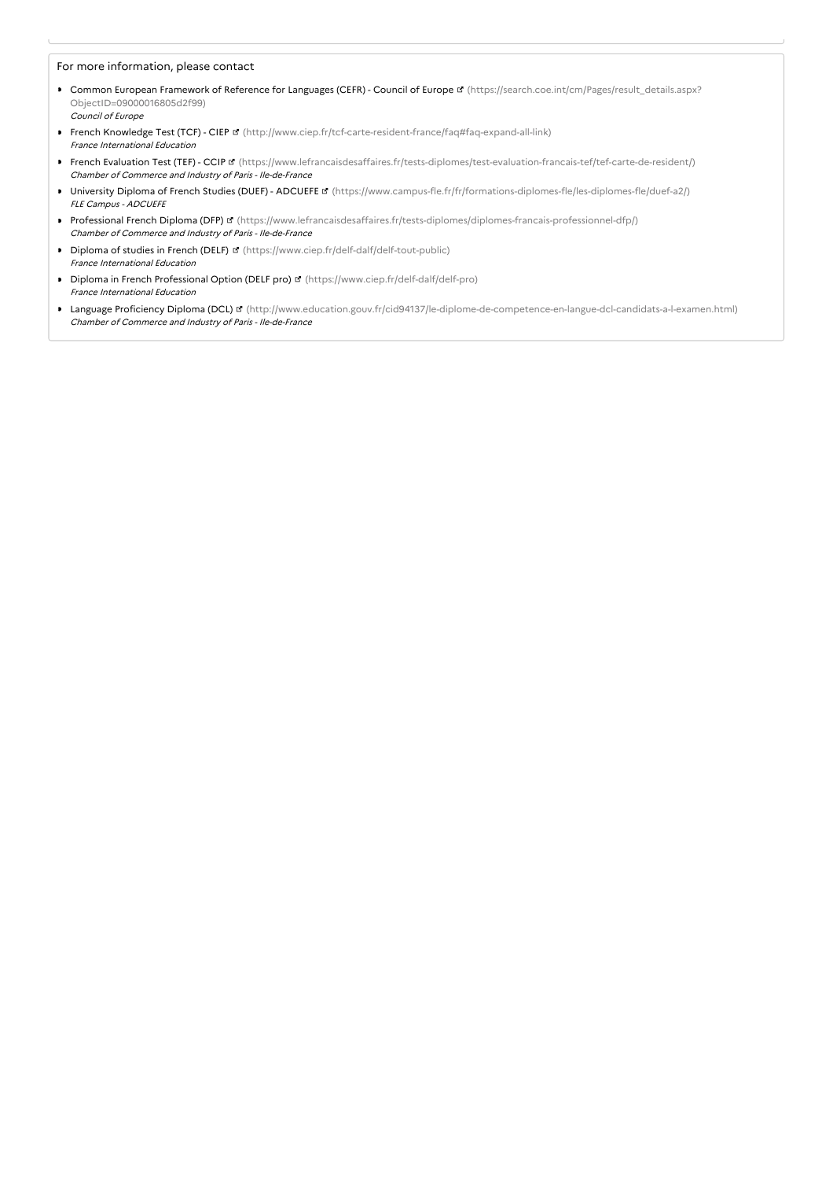For more information, please contact

- Common European Framework of Reference for Languages (CEFR) - Council of Europe (https://search.coe.int/cm/Pages/result_details.aspx?ObjectID=09000016805d2f99)
  *Council of Europe*
- French Knowledge Test (TCF) - CIEP (http://www.ciep.fr/tcf-carte-resident-france/faq#faq-expand-all-link)
  *France International Education*
- French Evaluation Test (TEF) - CCIP (https://www.lefrancaisdesaffaires.fr/tests-diplomes/test-evaluation-francais-tef/tef-carte-de-resident/)
  *Chamber of Commerce and Industry of Paris - Ile-de-France*
- University Diploma of French Studies (DUEF) - ADCUEFE (https://www.campus-fle.fr/fr/formations-diplomes-fle/les-diplomes-fle/duef-a2/)
  *FLE Campus - ADCUEFE*
- Professional French Diploma (DFP) (https://www.lefrancaisdesaffaires.fr/tests-diplomes/diplomes-francais-professionnel-dfp/)
  *Chamber of Commerce and Industry of Paris - Ile-de-France*
- Diploma of studies in French (DELF) (https://www.ciep.fr/delf-dalf/delf-tout-public)
  *France International Education*
- Diploma in French Professional Option (DELF pro) (https://www.ciep.fr/delf-dalf/delf-pro)
  *France International Education*
- Language Proficiency Diploma (DCL) (http://www.education.gouv.fr/cid94137/le-diplome-de-competence-en-langue-dcl-candidats-a-l-examen.html)
  *Chamber of Commerce and Industry of Paris - Ile-de-France*